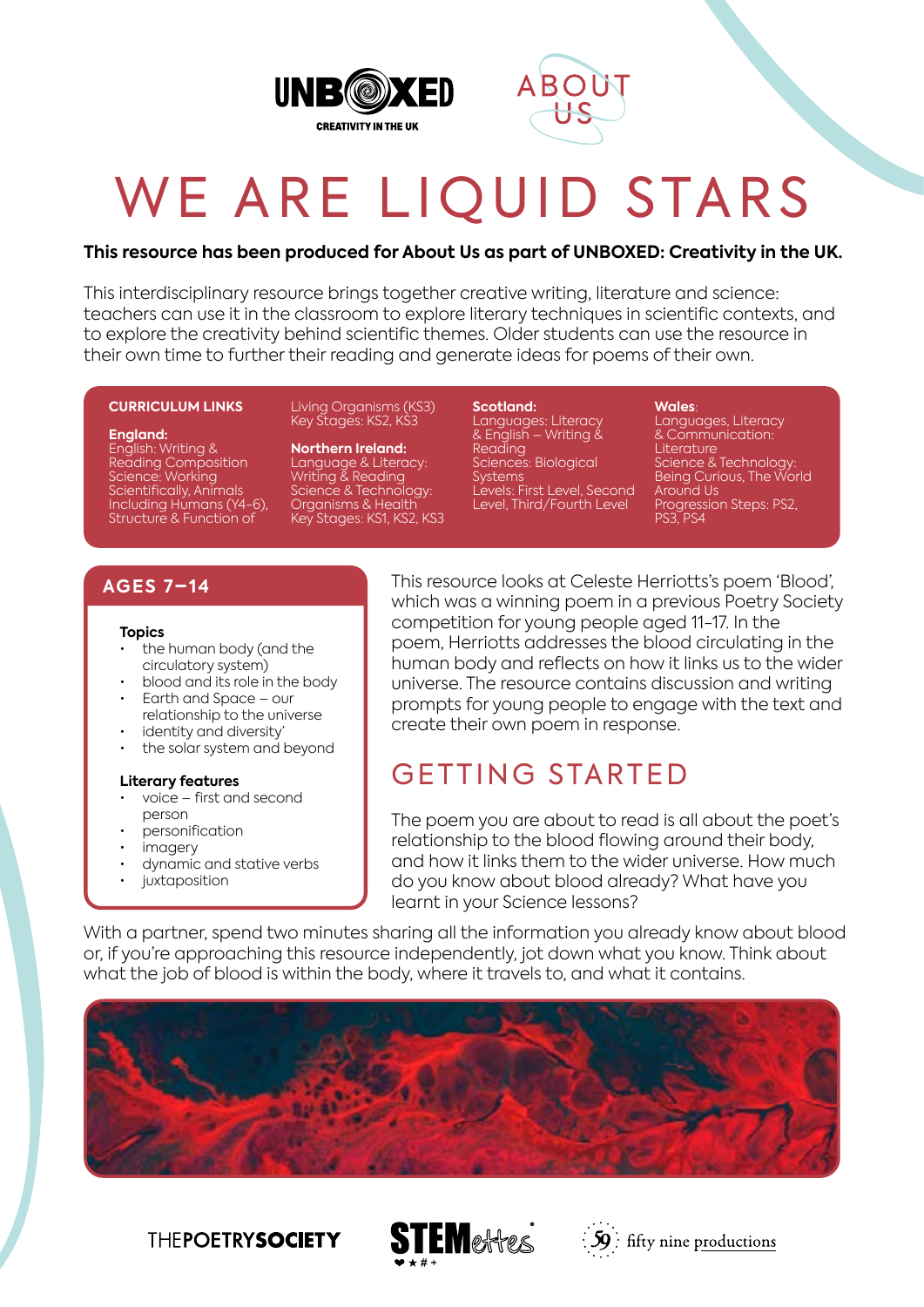UNBOXED
CREATIVITY IN THE UK

ABOUT US

# WE ARE LIQUID STARS

**This resource has been produced for About Us as part of UNBOXED: Creativity in the UK.**

This interdisciplinary resource brings together creative writing, literature and science: teachers can use it in the classroom to explore literary techniques in scientific contexts, and to explore the creativity behind scientific themes. Older students can use the resource in their own time to further their reading and generate ideas for poems of their own.

**CURRICULUM LINKS**

**England:**
English: Writing & Reading Composition
Science: Working Scientifically, Animals Including Humans (Y4–6), Structure & Function of Living Organisms (KS3)
Key Stages: KS2, KS3

**Northern Ireland:**
Language & Literacy: Writing & Reading
Science & Technology: Organisms & Health
Key Stages: KS1, KS2, KS3

**Scotland:**
Languages: Literacy & English – Writing & Reading
Sciences: Biological Systems
Levels: First Level, Second Level, Third/Fourth Level

**Wales**:
Languages, Literacy & Communication: Literature
Science & Technology: Being Curious, The World Around Us
Progression Steps: PS2, PS3, PS4

## AGES 7–14

**Topics**

- the human body (and the circulatory system)
- blood and its role in the body
- Earth and Space – our relationship to the universe
- identity and diversity'
- the solar system and beyond

**Literary features**

- voice – first and second person
- personification
- imagery
- dynamic and stative verbs
- juxtaposition

This resource looks at Celeste Herriotts's poem 'Blood', which was a winning poem in a previous Poetry Society competition for young people aged 11–17. In the poem, Herriotts addresses the blood circulating in the human body and reflects on how it links us to the wider universe. The resource contains discussion and writing prompts for young people to engage with the text and create their own poem in response.

## GETTING STARTED

The poem you are about to read is all about the poet's relationship to the blood flowing around their body, and how it links them to the wider universe. How much do you know about blood already? What have you learnt in your Science lessons?

With a partner, spend two minutes sharing all the information you already know about blood or, if you're approaching this resource independently, jot down what you know. Think about what the job of blood is within the body, where it travels to, and what it contains.

THEPOETRYSOCIETY STEMettes fifty nine productions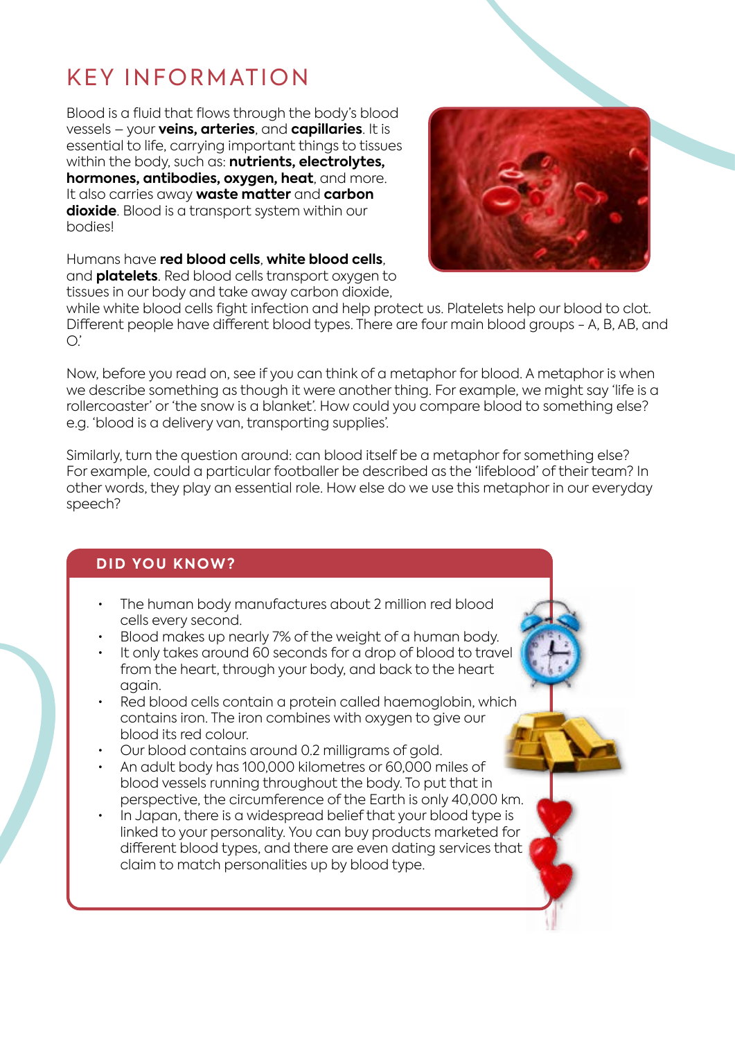# KEY INFORMATION

Blood is a fluid that flows through the body's blood vessels – your **veins, arteries**, and **capillaries**. It is essential to life, carrying important things to tissues within the body, such as: **nutrients, electrolytes, hormones, antibodies, oxygen, heat**, and more. It also carries away **waste matter** and **carbon dioxide**. Blood is a transport system within our bodies!

Humans have **red blood cells**, **white blood cells**, and **platelets**. Red blood cells transport oxygen to tissues in our body and take away carbon dioxide, while white blood cells fight infection and help protect us. Platelets help our blood to clot. Different people have different blood types. There are four main blood groups - A, B, AB, and O.'

Now, before you read on, see if you can think of a metaphor for blood. A metaphor is when we describe something as though it were another thing. For example, we might say 'life is a rollercoaster' or 'the snow is a blanket'. How could you compare blood to something else? e.g. 'blood is a delivery van, transporting supplies'.

Similarly, turn the question around: can blood itself be a metaphor for something else? For example, could a particular footballer be described as the 'lifeblood' of their team? In other words, they play an essential role. How else do we use this metaphor in our everyday speech?

## DID YOU KNOW?

- The human body manufactures about 2 million red blood cells every second.
- Blood makes up nearly 7% of the weight of a human body.
- It only takes around 60 seconds for a drop of blood to travel from the heart, through your body, and back to the heart again.
- Red blood cells contain a protein called haemoglobin, which contains iron. The iron combines with oxygen to give our blood its red colour.
- Our blood contains around 0.2 milligrams of gold.
- An adult body has 100,000 kilometres or 60,000 miles of blood vessels running throughout the body. To put that in perspective, the circumference of the Earth is only 40,000 km.
- In Japan, there is a widespread belief that your blood type is linked to your personality. You can buy products marketed for different blood types, and there are even dating services that claim to match personalities up by blood type.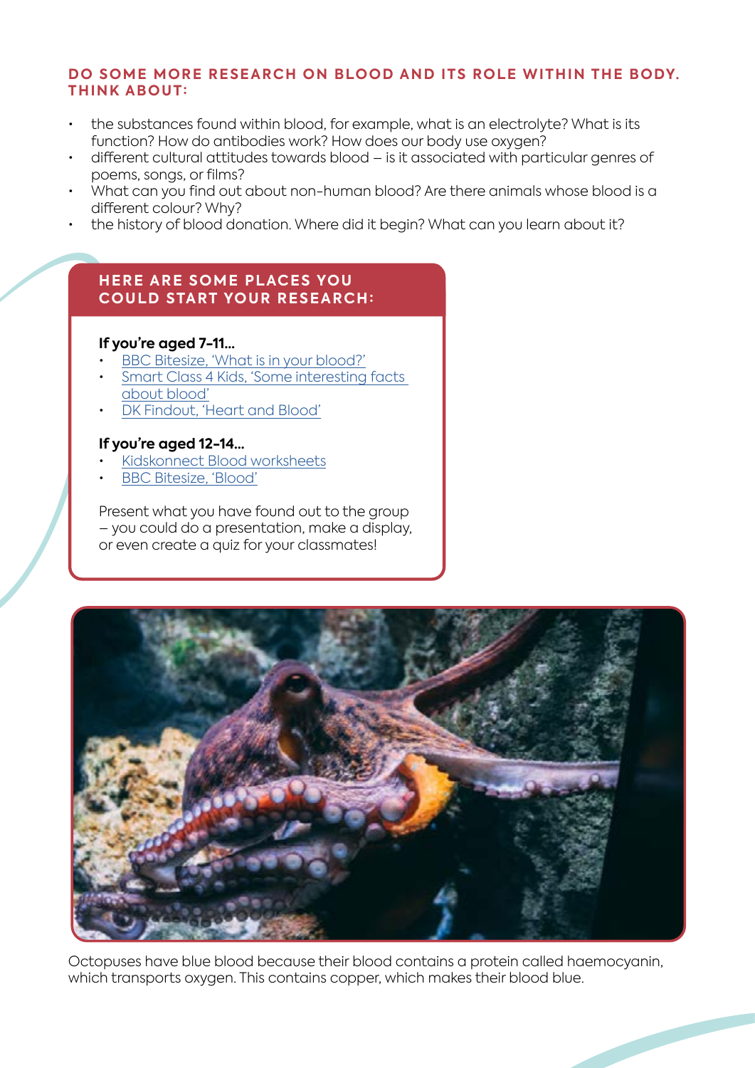## DO SOME MORE RESEARCH ON BLOOD AND ITS ROLE WITHIN THE BODY. THINK ABOUT:

- the substances found within blood, for example, what is an electrolyte? What is its function? How do antibodies work? How does our body use oxygen?
- different cultural attitudes towards blood – is it associated with particular genres of poems, songs, or films?
- What can you find out about non-human blood? Are there animals whose blood is a different colour? Why?
- the history of blood donation. Where did it begin? What can you learn about it?

### HERE ARE SOME PLACES YOU COULD START YOUR RESEARCH:

**If you're aged 7-11...**

- BBC Bitesize, 'What is in your blood?'
- Smart Class 4 Kids, 'Some interesting facts about blood'
- DK Findout, 'Heart and Blood'

**If you're aged 12-14...**

- Kidskonnect Blood worksheets
- BBC Bitesize, 'Blood'

Present what you have found out to the group – you could do a presentation, make a display, or even create a quiz for your classmates!

Octopuses have blue blood because their blood contains a protein called haemocyanin, which transports oxygen. This contains copper, which makes their blood blue.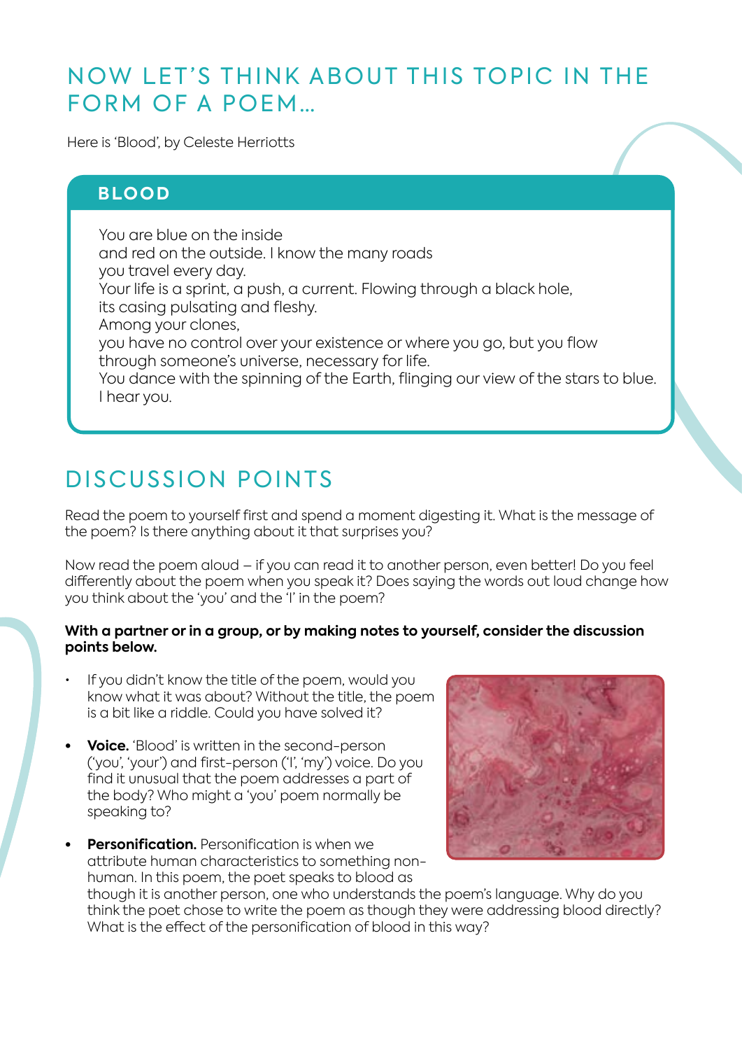# NOW LET'S THINK ABOUT THIS TOPIC IN THE FORM OF A POEM...

Here is 'Blood', by Celeste Herriotts

## BLOOD

You are blue on the inside  
and red on the outside. I know the many roads  
you travel every day.  
Your life is a sprint, a push, a current. Flowing through a black hole,  
its casing pulsating and fleshy.  
Among your clones,  
you have no control over your existence or where you go, but you flow  
through someone's universe, necessary for life.  
You dance with the spinning of the Earth, flinging our view of the stars to blue.  
I hear you.

# DISCUSSION POINTS

Read the poem to yourself first and spend a moment digesting it. What is the message of the poem? Is there anything about it that surprises you?

Now read the poem aloud – if you can read it to another person, even better! Do you feel differently about the poem when you speak it? Does saying the words out loud change how you think about the 'you' and the 'I' in the poem?

**With a partner or in a group, or by making notes to yourself, consider the discussion points below.**

- If you didn't know the title of the poem, would you know what it was about? Without the title, the poem is a bit like a riddle. Could you have solved it?
- **Voice.** 'Blood' is written in the second-person ('you', 'your') and first-person ('I', 'my') voice. Do you find it unusual that the poem addresses a part of the body? Who might a 'you' poem normally be speaking to?
- **Personification.** Personification is when we attribute human characteristics to something non-human. In this poem, the poet speaks to blood as though it is another person, one who understands the poem's language. Why do you think the poet chose to write the poem as though they were addressing blood directly? What is the effect of the personification of blood in this way?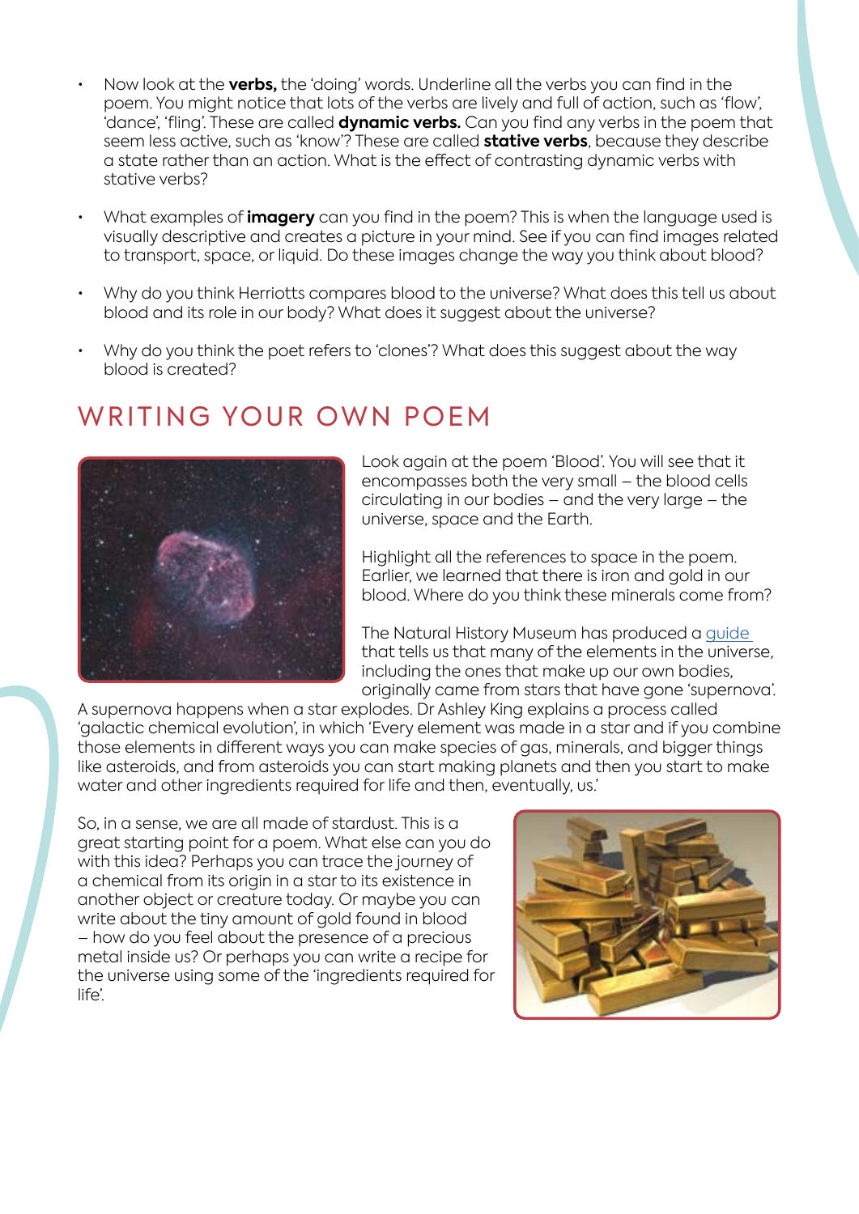- Now look at the **verbs,** the 'doing' words. Underline all the verbs you can find in the poem. You might notice that lots of the verbs are lively and full of action, such as 'flow', 'dance', 'fling'. These are called **dynamic verbs.** Can you find any verbs in the poem that seem less active, such as 'know'? These are called **stative verbs**, because they describe a state rather than an action. What is the effect of contrasting dynamic verbs with stative verbs?
- What examples of **imagery** can you find in the poem? This is when the language used is visually descriptive and creates a picture in your mind. See if you can find images related to transport, space, or liquid. Do these images change the way you think about blood?
- Why do you think Herriotts compares blood to the universe? What does this tell us about blood and its role in our body? What does it suggest about the universe?
- Why do you think the poet refers to 'clones'? What does this suggest about the way blood is created?

## WRITING YOUR OWN POEM

Look again at the poem 'Blood'. You will see that it encompasses both the very small – the blood cells circulating in our bodies – and the very large – the universe, space and the Earth.

Highlight all the references to space in the poem. Earlier, we learned that there is iron and gold in our blood. Where do you think these minerals come from?

The Natural History Museum has produced a guide that tells us that many of the elements in the universe, including the ones that make up our own bodies, originally came from stars that have gone 'supernova'. A supernova happens when a star explodes. Dr Ashley King explains a process called 'galactic chemical evolution', in which 'Every element was made in a star and if you combine those elements in different ways you can make species of gas, minerals, and bigger things like asteroids, and from asteroids you can start making planets and then you start to make water and other ingredients required for life and then, eventually, us.'

So, in a sense, we are all made of stardust. This is a great starting point for a poem. What else can you do with this idea? Perhaps you can trace the journey of a chemical from its origin in a star to its existence in another object or creature today. Or maybe you can write about the tiny amount of gold found in blood – how do you feel about the presence of a precious metal inside us? Or perhaps you can write a recipe for the universe using some of the 'ingredients required for life'.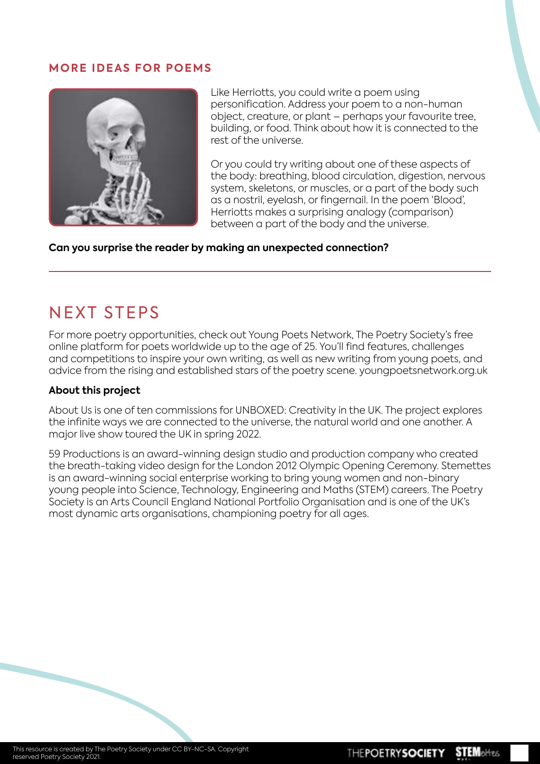## MORE IDEAS FOR POEMS

Like Herriotts, you could write a poem using personification. Address your poem to a non-human object, creature, or plant – perhaps your favourite tree, building, or food. Think about how it is connected to the rest of the universe.

Or you could try writing about one of these aspects of the body: breathing, blood circulation, digestion, nervous system, skeletons, or muscles, or a part of the body such as a nostril, eyelash, or fingernail. In the poem 'Blood', Herriotts makes a surprising analogy (comparison) between a part of the body and the universe.

**Can you surprise the reader by making an unexpected connection?**

# NEXT STEPS

For more poetry opportunities, check out Young Poets Network, The Poetry Society's free online platform for poets worldwide up to the age of 25. You'll find features, challenges and competitions to inspire your own writing, as well as new writing from young poets, and advice from the rising and established stars of the poetry scene. youngpoetsnetwork.org.uk

**About this project**

About Us is one of ten commissions for UNBOXED: Creativity in the UK. The project explores the infinite ways we are connected to the universe, the natural world and one another. A major live show toured the UK in spring 2022.

59 Productions is an award-winning design studio and production company who created the breath-taking video design for the London 2012 Olympic Opening Ceremony. Stemettes is an award-winning social enterprise working to bring young women and non-binary young people into Science, Technology, Engineering and Maths (STEM) careers. The Poetry Society is an Arts Council England National Portfolio Organisation and is one of the UK's most dynamic arts organisations, championing poetry for all ages.

This resource is created by The Poetry Society under CC BY-NC-SA. Copyright reserved Poetry Society 2021.